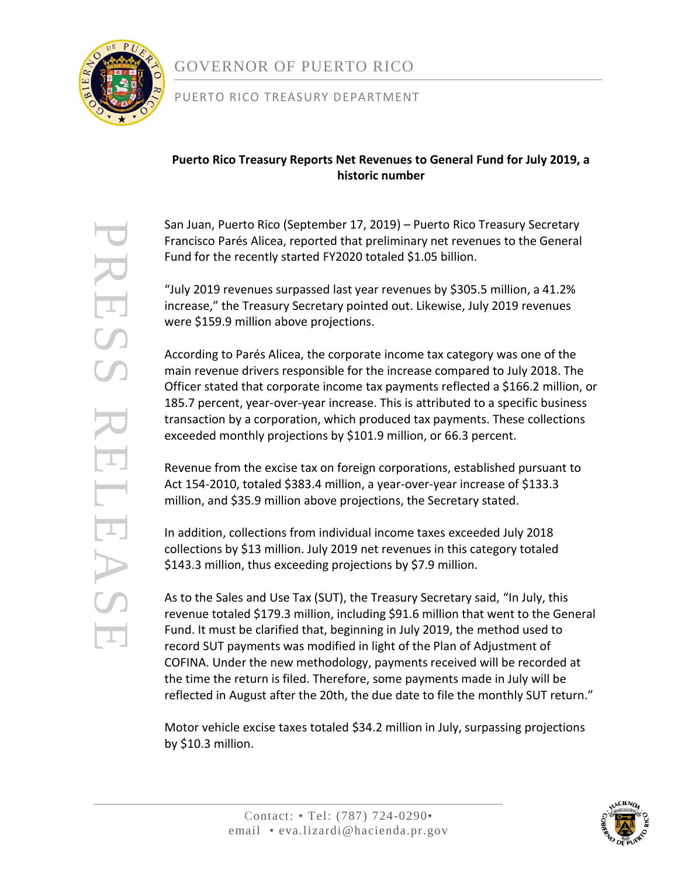GOVERNOR OF PUERTO RICO

PUERTO RICO TREASURY DEPARTMENT

PRESS RELEASE

**Puerto Rico Treasury Reports Net Revenues to General Fund for July 2019, a historic number**

San Juan, Puerto Rico (September 17, 2019) – Puerto Rico Treasury Secretary Francisco Parés Alicea, reported that preliminary net revenues to the General Fund for the recently started FY2020 totaled $1.05 billion.

"July 2019 revenues surpassed last year revenues by $305.5 million, a 41.2% increase," the Treasury Secretary pointed out. Likewise, July 2019 revenues were $159.9 million above projections.

According to Parés Alicea, the corporate income tax category was one of the main revenue drivers responsible for the increase compared to July 2018. The Officer stated that corporate income tax payments reflected a $166.2 million, or 185.7 percent, year-over-year increase. This is attributed to a specific business transaction by a corporation, which produced tax payments. These collections exceeded monthly projections by $101.9 million, or 66.3 percent.

Revenue from the excise tax on foreign corporations, established pursuant to Act 154-2010, totaled $383.4 million, a year-over-year increase of $133.3 million, and $35.9 million above projections, the Secretary stated.

In addition, collections from individual income taxes exceeded July 2018 collections by $13 million. July 2019 net revenues in this category totaled $143.3 million, thus exceeding projections by $7.9 million.

As to the Sales and Use Tax (SUT), the Treasury Secretary said, "In July, this revenue totaled $179.3 million, including $91.6 million that went to the General Fund. It must be clarified that, beginning in July 2019, the method used to record SUT payments was modified in light of the Plan of Adjustment of COFINA. Under the new methodology, payments received will be recorded at the time the return is filed. Therefore, some payments made in July will be reflected in August after the 20th, the due date to file the monthly SUT return."

Motor vehicle excise taxes totaled $34.2 million in July, surpassing projections by $10.3 million.

Contact: • Tel: (787) 724-0290•
email • eva.lizardi@hacienda.pr.gov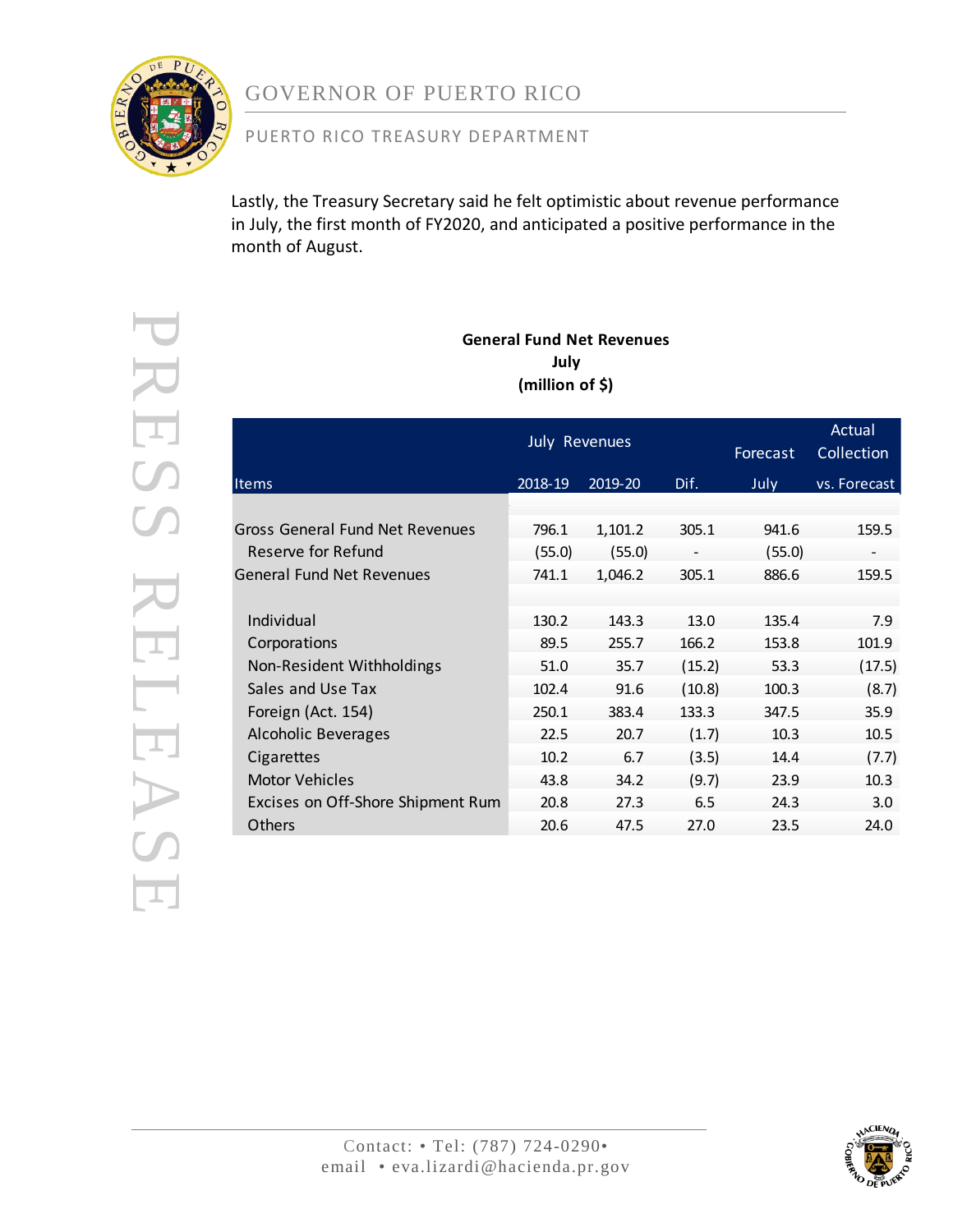Lastly, the Treasury Secretary said he felt optimistic about revenue performance in July, the first month of FY2020, and anticipated a positive performance in the month of August.

**General Fund Net Revenues**
**July**
**(million of $)**

| | July Revenues | | | Forecast | Actual Collection |
|---|---|---|---|---|---|
| Items | 2018-19 | 2019-20 | Dif. | July | vs. Forecast |
| Gross General Fund Net Revenues | 796.1 | 1,101.2 | 305.1 | 941.6 | 159.5 |
| Reserve for Refund | (55.0) | (55.0) | - | (55.0) | - |
| General Fund Net Revenues | 741.1 | 1,046.2 | 305.1 | 886.6 | 159.5 |
| Individual | 130.2 | 143.3 | 13.0 | 135.4 | 7.9 |
| Corporations | 89.5 | 255.7 | 166.2 | 153.8 | 101.9 |
| Non-Resident Withholdings | 51.0 | 35.7 | (15.2) | 53.3 | (17.5) |
| Sales and Use Tax | 102.4 | 91.6 | (10.8) | 100.3 | (8.7) |
| Foreign (Act. 154) | 250.1 | 383.4 | 133.3 | 347.5 | 35.9 |
| Alcoholic Beverages | 22.5 | 20.7 | (1.7) | 10.3 | 10.5 |
| Cigarettes | 10.2 | 6.7 | (3.5) | 14.4 | (7.7) |
| Motor Vehicles | 43.8 | 34.2 | (9.7) | 23.9 | 10.3 |
| Excises on Off-Shore Shipment Rum | 20.8 | 27.3 | 6.5 | 24.3 | 3.0 |
| Others | 20.6 | 47.5 | 27.0 | 23.5 | 24.0 |

Contact: • Tel: (787) 724-0290•
email • eva.lizardi@hacienda.pr.gov